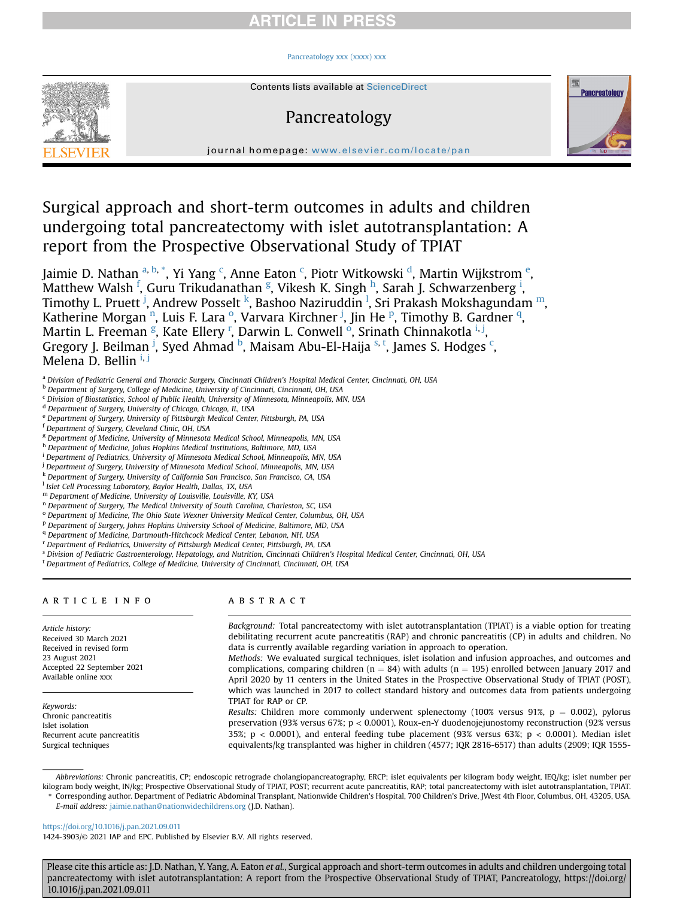# Surgical approach and short-term outcomes in adults and children undergoing total pancreatectomy with islet autotransplantation: A report from the Prospective Observational Study of TPIAT

Jaimie D. Nathan [a, b, *], Yi Yang [c], Anne Eaton [c], Piotr Witkowski [d], Martin Wijkstrom [e], Matthew Walsh [f], Guru Trikudanathan [g], Vikesh K. Singh [h], Sarah J. Schwarzenberg [i], Timothy L. Pruett [j], Andrew Posselt [k], Bashoo Naziruddin [l], Sri Prakash Mokshagundam [m], Katherine Morgan [n], Luis F. Lara [o], Varvara Kirchner [j], Jin He [p], Timothy B. Gardner [q], Martin L. Freeman [g], Kate Ellery [r], Darwin L. Conwell [o], Srinath Chinnakotla [i, j], Gregory J. Beilman [j], Syed Ahmad [b], Maisam Abu-El-Haija [s, t], James S. Hodges [c], Melena D. Bellin [i, j]

[a] Division of Pediatric General and Thoracic Surgery, Cincinnati Children's Hospital Medical Center, Cincinnati, OH, USA
[b] Department of Surgery, College of Medicine, University of Cincinnati, Cincinnati, OH, USA
[c] Division of Biostatistics, School of Public Health, University of Minnesota, Minneapolis, MN, USA
[d] Department of Surgery, University of Chicago, Chicago, IL, USA
[e] Department of Surgery, University of Pittsburgh Medical Center, Pittsburgh, PA, USA
[f] Department of Surgery, Cleveland Clinic, OH, USA
[g] Department of Medicine, University of Minnesota Medical School, Minneapolis, MN, USA
[h] Department of Medicine, Johns Hopkins Medical Institutions, Baltimore, MD, USA
[i] Department of Pediatrics, University of Minnesota Medical School, Minneapolis, MN, USA
[j] Department of Surgery, University of Minnesota Medical School, Minneapolis, MN, USA
[k] Department of Surgery, University of California San Francisco, San Francisco, CA, USA
[l] Islet Cell Processing Laboratory, Baylor Health, Dallas, TX, USA
[m] Department of Medicine, University of Louisville, Louisville, KY, USA
[n] Department of Surgery, The Medical University of South Carolina, Charleston, SC, USA
[o] Department of Medicine, The Ohio State Wexner University Medical Center, Columbus, OH, USA
[p] Department of Surgery, Johns Hopkins University School of Medicine, Baltimore, MD, USA
[q] Department of Medicine, Dartmouth-Hitchcock Medical Center, Lebanon, NH, USA
[r] Department of Pediatrics, University of Pittsburgh Medical Center, Pittsburgh, PA, USA
[s] Division of Pediatric Gastroenterology, Hepatology, and Nutrition, Cincinnati Children's Hospital Medical Center, Cincinnati, OH, USA
[t] Department of Pediatrics, College of Medicine, University of Cincinnati, Cincinnati, OH, USA

## ARTICLE INFO

*Article history:*
Received 30 March 2021
Received in revised form 23 August 2021
Accepted 22 September 2021
Available online xxx

*Keywords:*
Chronic pancreatitis
Islet isolation
Recurrent acute pancreatitis
Surgical techniques

## ABSTRACT

*Background:* Total pancreatectomy with islet autotransplantation (TPIAT) is a viable option for treating debilitating recurrent acute pancreatitis (RAP) and chronic pancreatitis (CP) in adults and children. No data is currently available regarding variation in approach to operation.

*Methods:* We evaluated surgical techniques, islet isolation and infusion approaches, and outcomes and complications, comparing children (n = 84) with adults (n = 195) enrolled between January 2017 and April 2020 by 11 centers in the United States in the Prospective Observational Study of TPIAT (POST), which was launched in 2017 to collect standard history and outcomes data from patients undergoing TPIAT for RAP or CP.

*Results:* Children more commonly underwent splenectomy (100% versus 91%, $p = 0.002$), pylorus preservation (93% versus 67%; $p < 0.0001$), Roux-en-Y duodenojejunostomy reconstruction (92% versus 35%; $p < 0.0001$), and enteral feeding tube placement (93% versus 63%; $p < 0.0001$). Median islet equivalents/kg transplanted was higher in children (4577; IQR 2816-6517) than adults (2909; IQR 1555-

---

*Abbreviations:* Chronic pancreatitis, CP; endoscopic retrograde cholangiopancreatography, ERCP; islet equivalents per kilogram body weight, IEQ/kg; islet number per kilogram body weight, IN/kg; Prospective Observational Study of TPIAT, POST; recurrent acute pancreatitis, RAP; total pancreatectomy with islet autotransplantation, TPIAT.

\* Corresponding author. Department of Pediatric Abdominal Transplant, Nationwide Children's Hospital, 700 Children's Drive, JWest 4th Floor, Columbus, OH, 43205, USA.
*E-mail address:* jaimie.nathan@nationwidechildrens.org (J.D. Nathan).

https://doi.org/10.1016/j.pan.2021.09.011
1424-3903/© 2021 IAP and EPC. Published by Elsevier B.V. All rights reserved.

Please cite this article as: J.D. Nathan, Y. Yang, A. Eaton *et al.*, Surgical approach and short-term outcomes in adults and children undergoing total pancreatectomy with islet autotransplantation: A report from the Prospective Observational Study of TPIAT, Pancreatology, https://doi.org/10.1016/j.pan.2021.09.011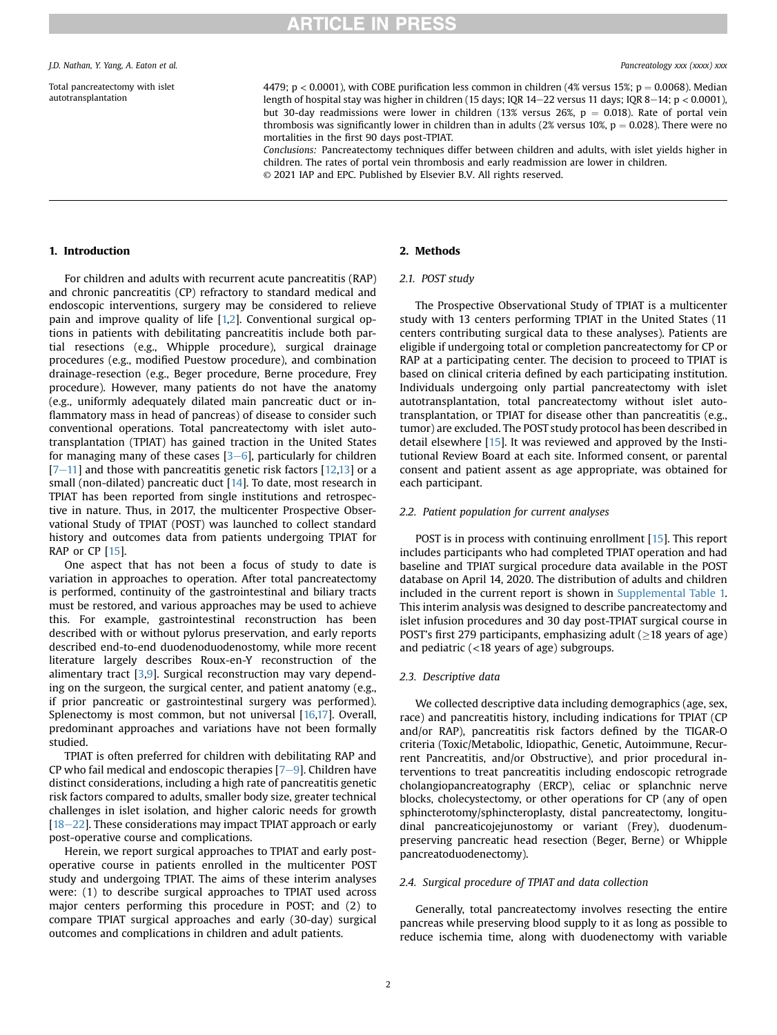Total pancreatectomy with islet autotransplantation

4479; $p < 0.0001$), with COBE purification less common in children (4% versus 15%; $p = 0.0068$). Median length of hospital stay was higher in children (15 days; IQR 14–22 versus 11 days; IQR 8–14; $p < 0.0001$), but 30-day readmissions were lower in children (13% versus 26%, $p = 0.018$). Rate of portal vein thrombosis was significantly lower in children than in adults (2% versus 10%, $p = 0.028$). There were no mortalities in the first 90 days post-TPIAT.

*Conclusions:* Pancreatectomy techniques differ between children and adults, with islet yields higher in children. The rates of portal vein thrombosis and early readmission are lower in children.

© 2021 IAP and EPC. Published by Elsevier B.V. All rights reserved.

## 1. Introduction

For children and adults with recurrent acute pancreatitis (RAP) and chronic pancreatitis (CP) refractory to standard medical and endoscopic interventions, surgery may be considered to relieve pain and improve quality of life [1,2]. Conventional surgical options in patients with debilitating pancreatitis include both partial resections (e.g., Whipple procedure), surgical drainage procedures (e.g., modified Puestow procedure), and combination drainage-resection (e.g., Beger procedure, Berne procedure, Frey procedure). However, many patients do not have the anatomy (e.g., uniformly adequately dilated main pancreatic duct or inflammatory mass in head of pancreas) of disease to consider such conventional operations. Total pancreatectomy with islet autotransplantation (TPIAT) has gained traction in the United States for managing many of these cases [3–6], particularly for children [7–11] and those with pancreatitis genetic risk factors [12,13] or a small (non-dilated) pancreatic duct [14]. To date, most research in TPIAT has been reported from single institutions and retrospective in nature. Thus, in 2017, the multicenter Prospective Observational Study of TPIAT (POST) was launched to collect standard history and outcomes data from patients undergoing TPIAT for RAP or CP [15].

One aspect that has not been a focus of study to date is variation in approaches to operation. After total pancreatectomy is performed, continuity of the gastrointestinal and biliary tracts must be restored, and various approaches may be used to achieve this. For example, gastrointestinal reconstruction has been described with or without pylorus preservation, and early reports described end-to-end duodenoduodenostomy, while more recent literature largely describes Roux-en-Y reconstruction of the alimentary tract [3,9]. Surgical reconstruction may vary depending on the surgeon, the surgical center, and patient anatomy (e.g., if prior pancreatic or gastrointestinal surgery was performed). Splenectomy is most common, but not universal [16,17]. Overall, predominant approaches and variations have not been formally studied.

TPIAT is often preferred for children with debilitating RAP and CP who fail medical and endoscopic therapies [7–9]. Children have distinct considerations, including a high rate of pancreatitis genetic risk factors compared to adults, smaller body size, greater technical challenges in islet isolation, and higher caloric needs for growth [18–22]. These considerations may impact TPIAT approach or early post-operative course and complications.

Herein, we report surgical approaches to TPIAT and early post-operative course in patients enrolled in the multicenter POST study and undergoing TPIAT. The aims of these interim analyses were: (1) to describe surgical approaches to TPIAT used across major centers performing this procedure in POST; and (2) to compare TPIAT surgical approaches and early (30-day) surgical outcomes and complications in children and adult patients.

## 2. Methods

### 2.1. POST study

The Prospective Observational Study of TPIAT is a multicenter study with 13 centers performing TPIAT in the United States (11 centers contributing surgical data to these analyses). Patients are eligible if undergoing total or completion pancreatectomy for CP or RAP at a participating center. The decision to proceed to TPIAT is based on clinical criteria defined by each participating institution. Individuals undergoing only partial pancreatectomy with islet autotransplantation, total pancreatectomy without islet autotransplantation, or TPIAT for disease other than pancreatitis (e.g., tumor) are excluded. The POST study protocol has been described in detail elsewhere [15]. It was reviewed and approved by the Institutional Review Board at each site. Informed consent, or parental consent and patient assent as age appropriate, was obtained for each participant.

### 2.2. Patient population for current analyses

POST is in process with continuing enrollment [15]. This report includes participants who had completed TPIAT operation and had baseline and TPIAT surgical procedure data available in the POST database on April 14, 2020. The distribution of adults and children included in the current report is shown in Supplemental Table 1. This interim analysis was designed to describe pancreatectomy and islet infusion procedures and 30 day post-TPIAT surgical course in POST's first 279 participants, emphasizing adult (≥18 years of age) and pediatric (<18 years of age) subgroups.

### 2.3. Descriptive data

We collected descriptive data including demographics (age, sex, race) and pancreatitis history, including indications for TPIAT (CP and/or RAP), pancreatitis risk factors defined by the TIGAR-O criteria (Toxic/Metabolic, Idiopathic, Genetic, Autoimmune, Recurrent Pancreatitis, and/or Obstructive), and prior procedural interventions to treat pancreatitis including endoscopic retrograde cholangiopancreatography (ERCP), celiac or splanchnic nerve blocks, cholecystectomy, or other operations for CP (any of open sphincterotomy/sphincteroplasty, distal pancreatectomy, longitudinal pancreaticojejunostomy or variant (Frey), duodenum-preserving pancreatic head resection (Beger, Berne) or Whipple pancreatoduodenectomy).

### 2.4. Surgical procedure of TPIAT and data collection

Generally, total pancreatectomy involves resecting the entire pancreas while preserving blood supply to it as long as possible to reduce ischemia time, along with duodenectomy with variable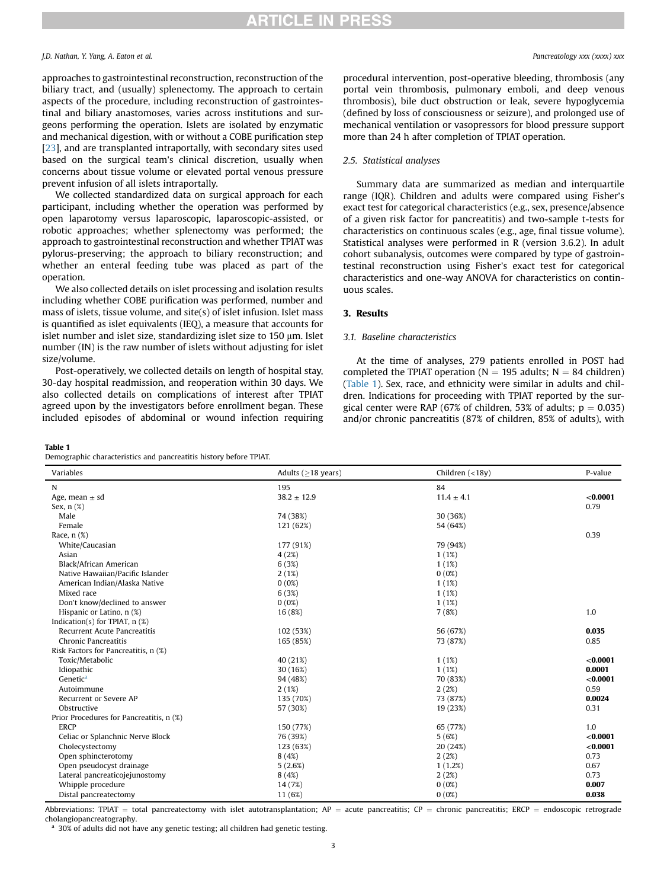approaches to gastrointestinal reconstruction, reconstruction of the biliary tract, and (usually) splenectomy. The approach to certain aspects of the procedure, including reconstruction of gastrointestinal and biliary anastomoses, varies across institutions and surgeons performing the operation. Islets are isolated by enzymatic and mechanical digestion, with or without a COBE purification step [23], and are transplanted intraportally, with secondary sites used based on the surgical team's clinical discretion, usually when concerns about tissue volume or elevated portal venous pressure prevent infusion of all islets intraportally.

We collected standardized data on surgical approach for each participant, including whether the operation was performed by open laparotomy versus laparoscopic, laparoscopic-assisted, or robotic approaches; whether splenectomy was performed; the approach to gastrointestinal reconstruction and whether TPIAT was pylorus-preserving; the approach to biliary reconstruction; and whether an enteral feeding tube was placed as part of the operation.

We also collected details on islet processing and isolation results including whether COBE purification was performed, number and mass of islets, tissue volume, and site(s) of islet infusion. Islet mass is quantified as islet equivalents (IEQ), a measure that accounts for islet number and islet size, standardizing islet size to 150 μm. Islet number (IN) is the raw number of islets without adjusting for islet size/volume.

Post-operatively, we collected details on length of hospital stay, 30-day hospital readmission, and reoperation within 30 days. We also collected details on complications of interest after TPIAT agreed upon by the investigators before enrollment began. These included episodes of abdominal or wound infection requiring procedural intervention, post-operative bleeding, thrombosis (any portal vein thrombosis, pulmonary emboli, and deep venous thrombosis), bile duct obstruction or leak, severe hypoglycemia (defined by loss of consciousness or seizure), and prolonged use of mechanical ventilation or vasopressors for blood pressure support more than 24 h after completion of TPIAT operation.

### 2.5. Statistical analyses

Summary data are summarized as median and interquartile range (IQR). Children and adults were compared using Fisher's exact test for categorical characteristics (e.g., sex, presence/absence of a given risk factor for pancreatitis) and two-sample t-tests for characteristics on continuous scales (e.g., age, final tissue volume). Statistical analyses were performed in R (version 3.6.2). In adult cohort subanalysis, outcomes were compared by type of gastrointestinal reconstruction using Fisher's exact test for categorical characteristics and one-way ANOVA for characteristics on continuous scales.

## 3. Results

### 3.1. Baseline characteristics

At the time of analyses, 279 patients enrolled in POST had completed the TPIAT operation (N = 195 adults; N = 84 children) (Table 1). Sex, race, and ethnicity were similar in adults and children. Indications for proceeding with TPIAT reported by the surgical center were RAP (67% of children, 53% of adults; p = 0.035) and/or chronic pancreatitis (87% of children, 85% of adults), with

**Table 1**
Demographic characteristics and pancreatitis history before TPIAT.

| Variables | Adults (≥18 years) | Children (<18y) | P-value |
|---|---|---|---|
| N | 195 | 84 | |
| Age, mean ± sd | 38.2 ± 12.9 | 11.4 ± 4.1 | **<0.0001** |
| Sex, n (%) | | | 0.79 |
| Male | 74 (38%) | 30 (36%) | |
| Female | 121 (62%) | 54 (64%) | |
| Race, n (%) | | | 0.39 |
| White/Caucasian | 177 (91%) | 79 (94%) | |
| Asian | 4 (2%) | 1 (1%) | |
| Black/African American | 6 (3%) | 1 (1%) | |
| Native Hawaiian/Pacific Islander | 2 (1%) | 0 (0%) | |
| American Indian/Alaska Native | 0 (0%) | 1 (1%) | |
| Mixed race | 6 (3%) | 1 (1%) | |
| Don't know/declined to answer | 0 (0%) | 1 (1%) | |
| Hispanic or Latino, n (%) | 16 (8%) | 7 (8%) | 1.0 |
| Indication(s) for TPIAT, n (%) | | | |
| Recurrent Acute Pancreatitis | 102 (53%) | 56 (67%) | **0.035** |
| Chronic Pancreatitis | 165 (85%) | 73 (87%) | 0.85 |
| Risk Factors for Pancreatitis, n (%) | | | |
| Toxic/Metabolic | 40 (21%) | 1 (1%) | **<0.0001** |
| Idiopathic | 30 (16%) | 1 (1%) | **0.0001** |
| Genetic[a] | 94 (48%) | 70 (83%) | **<0.0001** |
| Autoimmune | 2 (1%) | 2 (2%) | 0.59 |
| Recurrent or Severe AP | 135 (70%) | 73 (87%) | **0.0024** |
| Obstructive | 57 (30%) | 19 (23%) | 0.31 |
| Prior Procedures for Pancreatitis, n (%) | | | |
| ERCP | 150 (77%) | 65 (77%) | 1.0 |
| Celiac or Splanchnic Nerve Block | 76 (39%) | 5 (6%) | **<0.0001** |
| Cholecystectomy | 123 (63%) | 20 (24%) | **<0.0001** |
| Open sphincterotomy | 8 (4%) | 2 (2%) | 0.73 |
| Open pseudocyst drainage | 5 (2.6%) | 1 (1.2%) | 0.67 |
| Lateral pancreaticojejunostomy | 8 (4%) | 2 (2%) | 0.73 |
| Whipple procedure | 14 (7%) | 0 (0%) | **0.007** |
| Distal pancreatectomy | 11 (6%) | 0 (0%) | **0.038** |

Abbreviations: TPIAT = total pancreatectomy with islet autotransplantation; AP = acute pancreatitis; CP = chronic pancreatitis; ERCP = endoscopic retrograde cholangiopancreatography.

[a] 30% of adults did not have any genetic testing; all children had genetic testing.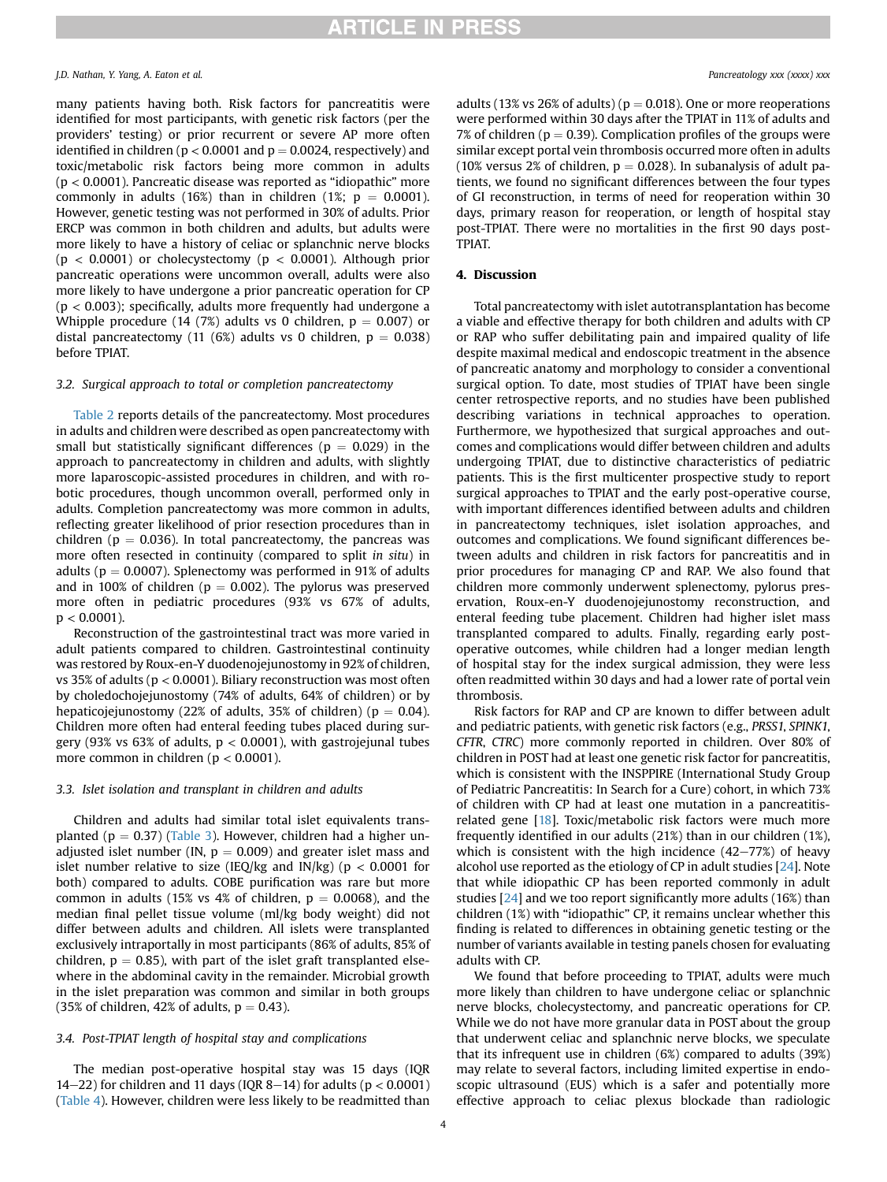many patients having both. Risk factors for pancreatitis were identified for most participants, with genetic risk factors (per the providers' testing) or prior recurrent or severe AP more often identified in children ($p < 0.0001$ and $p = 0.0024$, respectively) and toxic/metabolic risk factors being more common in adults ($p < 0.0001$). Pancreatic disease was reported as "idiopathic" more commonly in adults (16%) than in children (1%; $p = 0.0001$). However, genetic testing was not performed in 30% of adults. Prior ERCP was common in both children and adults, but adults were more likely to have a history of celiac or splanchnic nerve blocks ($p < 0.0001$) or cholecystectomy ($p < 0.0001$). Although prior pancreatic operations were uncommon overall, adults were also more likely to have undergone a prior pancreatic operation for CP ($p < 0.003$); specifically, adults more frequently had undergone a Whipple procedure (14 (7%) adults vs 0 children, $p = 0.007$) or distal pancreatectomy (11 (6%) adults vs 0 children, $p = 0.038$) before TPIAT.

### 3.2. Surgical approach to total or completion pancreatectomy

Table 2 reports details of the pancreatectomy. Most procedures in adults and children were described as open pancreatectomy with small but statistically significant differences ($p = 0.029$) in the approach to pancreatectomy in children and adults, with slightly more laparoscopic-assisted procedures in children, and with robotic procedures, though uncommon overall, performed only in adults. Completion pancreatectomy was more common in adults, reflecting greater likelihood of prior resection procedures than in children ($p = 0.036$). In total pancreatectomy, the pancreas was more often resected in continuity (compared to split *in situ*) in adults ($p = 0.0007$). Splenectomy was performed in 91% of adults and in 100% of children ($p = 0.002$). The pylorus was preserved more often in pediatric procedures (93% vs 67% of adults, $p < 0.0001$).

Reconstruction of the gastrointestinal tract was more varied in adult patients compared to children. Gastrointestinal continuity was restored by Roux-en-Y duodenojejunostomy in 92% of children, vs 35% of adults ($p < 0.0001$). Biliary reconstruction was most often by choledochojejunostomy (74% of adults, 64% of children) or by hepaticojejunostomy (22% of adults, 35% of children) ($p = 0.04$). Children more often had enteral feeding tubes placed during surgery (93% vs 63% of adults, $p < 0.0001$), with gastrojejunal tubes more common in children ($p < 0.0001$).

### 3.3. Islet isolation and transplant in children and adults

Children and adults had similar total islet equivalents transplanted ($p = 0.37$) (Table 3). However, children had a higher unadjusted islet number (IN, $p = 0.009$) and greater islet mass and islet number relative to size (IEQ/kg and IN/kg) ($p < 0.0001$ for both) compared to adults. COBE purification was rare but more common in adults (15% vs 4% of children, $p = 0.0068$), and the median final pellet tissue volume (ml/kg body weight) did not differ between adults and children. All islets were transplanted exclusively intraportally in most participants (86% of adults, 85% of children, $p = 0.85$), with part of the islet graft transplanted elsewhere in the abdominal cavity in the remainder. Microbial growth in the islet preparation was common and similar in both groups (35% of children, 42% of adults, $p = 0.43$).

### 3.4. Post-TPIAT length of hospital stay and complications

The median post-operative hospital stay was 15 days (IQR 14–22) for children and 11 days (IQR 8–14) for adults ($p < 0.0001$) (Table 4). However, children were less likely to be readmitted than adults (13% vs 26% of adults) ($p = 0.018$). One or more reoperations were performed within 30 days after the TPIAT in 11% of adults and 7% of children ($p = 0.39$). Complication profiles of the groups were similar except portal vein thrombosis occurred more often in adults (10% versus 2% of children, $p = 0.028$). In subanalysis of adult patients, we found no significant differences between the four types of GI reconstruction, in terms of need for reoperation within 30 days, primary reason for reoperation, or length of hospital stay post-TPIAT. There were no mortalities in the first 90 days post-TPIAT.

## 4. Discussion

Total pancreatectomy with islet autotransplantation has become a viable and effective therapy for both children and adults with CP or RAP who suffer debilitating pain and impaired quality of life despite maximal medical and endoscopic treatment in the absence of pancreatic anatomy and morphology to consider a conventional surgical option. To date, most studies of TPIAT have been single center retrospective reports, and no studies have been published describing variations in technical approaches to operation. Furthermore, we hypothesized that surgical approaches and outcomes and complications would differ between children and adults undergoing TPIAT, due to distinctive characteristics of pediatric patients. This is the first multicenter prospective study to report surgical approaches to TPIAT and the early post-operative course, with important differences identified between adults and children in pancreatectomy techniques, islet isolation approaches, and outcomes and complications. We found significant differences between adults and children in risk factors for pancreatitis and in prior procedures for managing CP and RAP. We also found that children more commonly underwent splenectomy, pylorus preservation, Roux-en-Y duodenojejunostomy reconstruction, and enteral feeding tube placement. Children had higher islet mass transplanted compared to adults. Finally, regarding early post-operative outcomes, while children had a longer median length of hospital stay for the index surgical admission, they were less often readmitted within 30 days and had a lower rate of portal vein thrombosis.

Risk factors for RAP and CP are known to differ between adult and pediatric patients, with genetic risk factors (e.g., *PRSS1*, *SPINK1*, *CFTR*, *CTRC*) more commonly reported in children. Over 80% of children in POST had at least one genetic risk factor for pancreatitis, which is consistent with the INSPPIRE (International Study Group of Pediatric Pancreatitis: In Search for a Cure) cohort, in which 73% of children with CP had at least one mutation in a pancreatitis-related gene [18]. Toxic/metabolic risk factors were much more frequently identified in our adults (21%) than in our children (1%), which is consistent with the high incidence (42–77%) of heavy alcohol use reported as the etiology of CP in adult studies [24]. Note that while idiopathic CP has been reported commonly in adult studies [24] and we too report significantly more adults (16%) than children (1%) with "idiopathic" CP, it remains unclear whether this finding is related to differences in obtaining genetic testing or the number of variants available in testing panels chosen for evaluating adults with CP.

We found that before proceeding to TPIAT, adults were much more likely than children to have undergone celiac or splanchnic nerve blocks, cholecystectomy, and pancreatic operations for CP. While we do not have more granular data in POST about the group that underwent celiac and splanchnic nerve blocks, we speculate that its infrequent use in children (6%) compared to adults (39%) may relate to several factors, including limited expertise in endoscopic ultrasound (EUS) which is a safer and potentially more effective approach to celiac plexus blockade than radiologic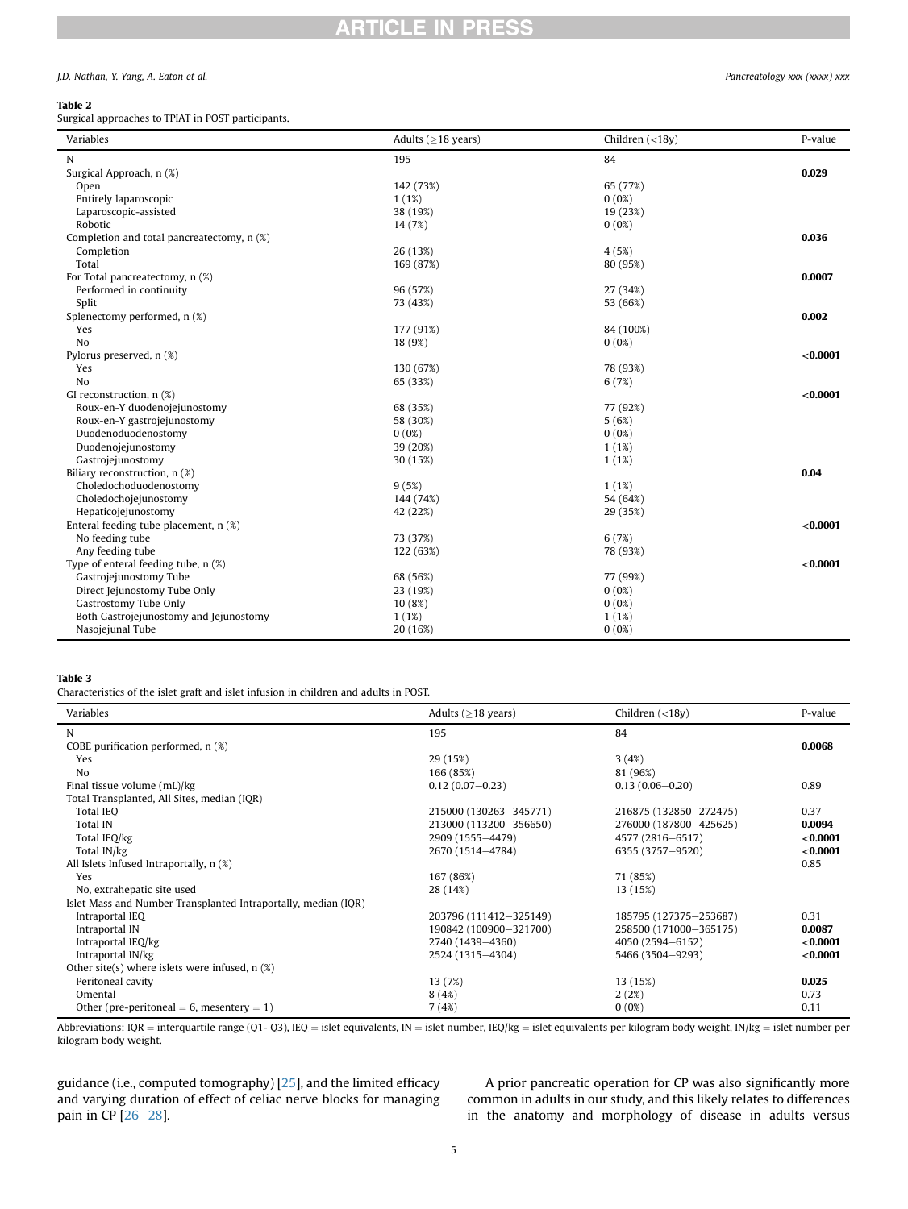**Table 2**
Surgical approaches to TPIAT in POST participants.

| Variables | Adults (≥18 years) | Children (<18y) | P-value |
|---|---|---|---|
| N | 195 | 84 | |
| Surgical Approach, n (%) | | | **0.029** |
| Open | 142 (73%) | 65 (77%) | |
| Entirely laparoscopic | 1 (1%) | 0 (0%) | |
| Laparoscopic-assisted | 38 (19%) | 19 (23%) | |
| Robotic | 14 (7%) | 0 (0%) | |
| Completion and total pancreatectomy, n (%) | | | **0.036** |
| Completion | 26 (13%) | 4 (5%) | |
| Total | 169 (87%) | 80 (95%) | |
| For Total pancreatectomy, n (%) | | | **0.0007** |
| Performed in continuity | 96 (57%) | 27 (34%) | |
| Split | 73 (43%) | 53 (66%) | |
| Splenectomy performed, n (%) | | | **0.002** |
| Yes | 177 (91%) | 84 (100%) | |
| No | 18 (9%) | 0 (0%) | |
| Pylorus preserved, n (%) | | | **<0.0001** |
| Yes | 130 (67%) | 78 (93%) | |
| No | 65 (33%) | 6 (7%) | |
| GI reconstruction, n (%) | | | **<0.0001** |
| Roux-en-Y duodenojejunostomy | 68 (35%) | 77 (92%) | |
| Roux-en-Y gastrojejunostomy | 58 (30%) | 5 (6%) | |
| Duodenoduodenostomy | 0 (0%) | 0 (0%) | |
| Duodenojejunostomy | 39 (20%) | 1 (1%) | |
| Gastrojejunostomy | 30 (15%) | 1 (1%) | |
| Biliary reconstruction, n (%) | | | **0.04** |
| Choledochoduodenostomy | 9 (5%) | 1 (1%) | |
| Choledochojejunostomy | 144 (74%) | 54 (64%) | |
| Hepaticojejunostomy | 42 (22%) | 29 (35%) | |
| Enteral feeding tube placement, n (%) | | | **<0.0001** |
| No feeding tube | 73 (37%) | 6 (7%) | |
| Any feeding tube | 122 (63%) | 78 (93%) | |
| Type of enteral feeding tube, n (%) | | | **<0.0001** |
| Gastrojejunostomy Tube | 68 (56%) | 77 (99%) | |
| Direct Jejunostomy Tube Only | 23 (19%) | 0 (0%) | |
| Gastrostomy Tube Only | 10 (8%) | 0 (0%) | |
| Both Gastrojejunostomy and Jejunostomy | 1 (1%) | 1 (1%) | |
| Nasojejunal Tube | 20 (16%) | 0 (0%) | |

**Table 3**
Characteristics of the islet graft and islet infusion in children and adults in POST.

| Variables | Adults (≥18 years) | Children (<18y) | P-value |
|---|---|---|---|
| N | 195 | 84 | |
| COBE purification performed, n (%) | | | **0.0068** |
| Yes | 29 (15%) | 3 (4%) | |
| No | 166 (85%) | 81 (96%) | |
| Final tissue volume (mL)/kg | 0.12 (0.07–0.23) | 0.13 (0.06–0.20) | 0.89 |
| Total Transplanted, All Sites, median (IQR) | | | |
| Total IEQ | 215000 (130263–345771) | 216875 (132850–272475) | 0.37 |
| Total IN | 213000 (113200–356650) | 276000 (187800–425625) | **0.0094** |
| Total IEQ/kg | 2909 (1555–4479) | 4577 (2816–6517) | **<0.0001** |
| Total IN/kg | 2670 (1514–4784) | 6355 (3757–9520) | **<0.0001** |
| All Islets Infused Intraportally, n (%) | | | 0.85 |
| Yes | 167 (86%) | 71 (85%) | |
| No, extrahepatic site used | 28 (14%) | 13 (15%) | |
| Islet Mass and Number Transplanted Intraportally, median (IQR) | | | |
| Intraportal IEQ | 203796 (111412–325149) | 185795 (127375–253687) | 0.31 |
| Intraportal IN | 190842 (100900–321700) | 258500 (171000–365175) | **0.0087** |
| Intraportal IEQ/kg | 2740 (1439–4360) | 4050 (2594–6152) | **<0.0001** |
| Intraportal IN/kg | 2524 (1315–4304) | 5466 (3504–9293) | **<0.0001** |
| Other site(s) where islets were infused, n (%) | | | |
| Peritoneal cavity | 13 (7%) | 13 (15%) | **0.025** |
| Omental | 8 (4%) | 2 (2%) | 0.73 |
| Other (pre-peritoneal = 6, mesentery = 1) | 7 (4%) | 0 (0%) | 0.11 |

Abbreviations: IQR = interquartile range (Q1- Q3), IEQ = islet equivalents, IN = islet number, IEQ/kg = islet equivalents per kilogram body weight, IN/kg = islet number per kilogram body weight.

guidance (i.e., computed tomography) [25], and the limited efficacy and varying duration of effect of celiac nerve blocks for managing pain in CP [26–28].

A prior pancreatic operation for CP was also significantly more common in adults in our study, and this likely relates to differences in the anatomy and morphology of disease in adults versus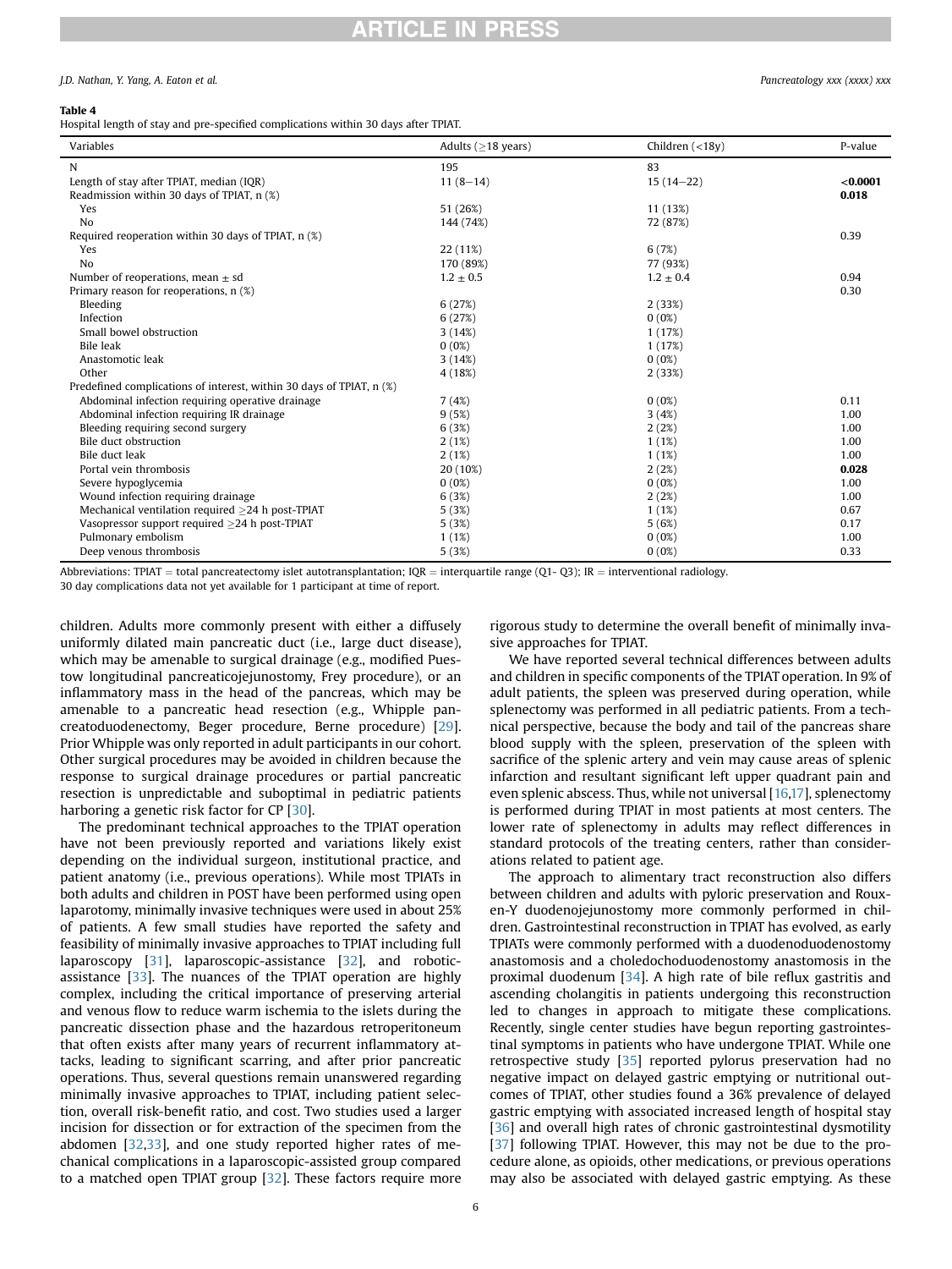**Table 4**
Hospital length of stay and pre-specified complications within 30 days after TPIAT.

| Variables | Adults (≥18 years) | Children (<18y) | P-value |
|---|---|---|---|
| N | 195 | 83 | |
| Length of stay after TPIAT, median (IQR) | 11 (8–14) | 15 (14–22) | **<0.0001** |
| Readmission within 30 days of TPIAT, n (%) | | | **0.018** |
| Yes | 51 (26%) | 11 (13%) | |
| No | 144 (74%) | 72 (87%) | |
| Required reoperation within 30 days of TPIAT, n (%) | | | 0.39 |
| Yes | 22 (11%) | 6 (7%) | |
| No | 170 (89%) | 77 (93%) | |
| Number of reoperations, mean ± sd | 1.2 ± 0.5 | 1.2 ± 0.4 | 0.94 |
| Primary reason for reoperations, n (%) | | | 0.30 |
| Bleeding | 6 (27%) | 2 (33%) | |
| Infection | 6 (27%) | 0 (0%) | |
| Small bowel obstruction | 3 (14%) | 1 (17%) | |
| Bile leak | 0 (0%) | 1 (17%) | |
| Anastomotic leak | 3 (14%) | 0 (0%) | |
| Other | 4 (18%) | 2 (33%) | |
| Predefined complications of interest, within 30 days of TPIAT, n (%) | | | |
| Abdominal infection requiring operative drainage | 7 (4%) | 0 (0%) | 0.11 |
| Abdominal infection requiring IR drainage | 9 (5%) | 3 (4%) | 1.00 |
| Bleeding requiring second surgery | 6 (3%) | 2 (2%) | 1.00 |
| Bile duct obstruction | 2 (1%) | 1 (1%) | 1.00 |
| Bile duct leak | 2 (1%) | 1 (1%) | 1.00 |
| Portal vein thrombosis | 20 (10%) | 2 (2%) | **0.028** |
| Severe hypoglycemia | 0 (0%) | 0 (0%) | 1.00 |
| Wound infection requiring drainage | 6 (3%) | 2 (2%) | 1.00 |
| Mechanical ventilation required ≥24 h post-TPIAT | 5 (3%) | 1 (1%) | 0.67 |
| Vasopressor support required ≥24 h post-TPIAT | 5 (3%) | 5 (6%) | 0.17 |
| Pulmonary embolism | 1 (1%) | 0 (0%) | 1.00 |
| Deep venous thrombosis | 5 (3%) | 0 (0%) | 0.33 |

Abbreviations: TPIAT = total pancreatectomy islet autotransplantation; IQR = interquartile range (Q1- Q3); IR = interventional radiology.
30 day complications data not yet available for 1 participant at time of report.

children. Adults more commonly present with either a diffusely uniformly dilated main pancreatic duct (i.e., large duct disease), which may be amenable to surgical drainage (e.g., modified Puestow longitudinal pancreaticojejunostomy, Frey procedure), or an inflammatory mass in the head of the pancreas, which may be amenable to a pancreatic head resection (e.g., Whipple pancreatoduodenectomy, Beger procedure, Berne procedure) [29]. Prior Whipple was only reported in adult participants in our cohort. Other surgical procedures may be avoided in children because the response to surgical drainage procedures or partial pancreatic resection is unpredictable and suboptimal in pediatric patients harboring a genetic risk factor for CP [30].

The predominant technical approaches to the TPIAT operation have not been previously reported and variations likely exist depending on the individual surgeon, institutional practice, and patient anatomy (i.e., previous operations). While most TPIATs in both adults and children in POST have been performed using open laparotomy, minimally invasive techniques were used in about 25% of patients. A few small studies have reported the safety and feasibility of minimally invasive approaches to TPIAT including full laparoscopy [31], laparoscopic-assistance [32], and robotic-assistance [33]. The nuances of the TPIAT operation are highly complex, including the critical importance of preserving arterial and venous flow to reduce warm ischemia to the islets during the pancreatic dissection phase and the hazardous retroperitoneum that often exists after many years of recurrent inflammatory attacks, leading to significant scarring, and after prior pancreatic operations. Thus, several questions remain unanswered regarding minimally invasive approaches to TPIAT, including patient selection, overall risk-benefit ratio, and cost. Two studies used a larger incision for dissection or for extraction of the specimen from the abdomen [32,33], and one study reported higher rates of mechanical complications in a laparoscopic-assisted group compared to a matched open TPIAT group [32]. These factors require more rigorous study to determine the overall benefit of minimally invasive approaches for TPIAT.

We have reported several technical differences between adults and children in specific components of the TPIAT operation. In 9% of adult patients, the spleen was preserved during operation, while splenectomy was performed in all pediatric patients. From a technical perspective, because the body and tail of the pancreas share blood supply with the spleen, preservation of the spleen with sacrifice of the splenic artery and vein may cause areas of splenic infarction and resultant significant left upper quadrant pain and even splenic abscess. Thus, while not universal [16,17], splenectomy is performed during TPIAT in most patients at most centers. The lower rate of splenectomy in adults may reflect differences in standard protocols of the treating centers, rather than considerations related to patient age.

The approach to alimentary tract reconstruction also differs between children and adults with pyloric preservation and Roux-en-Y duodenojejunostomy more commonly performed in children. Gastrointestinal reconstruction in TPIAT has evolved, as early TPIATs were commonly performed with a duodenoduodenostomy anastomosis and a choledochoduodenostomy anastomosis in the proximal duodenum [34]. A high rate of bile reflux gastritis and ascending cholangitis in patients undergoing this reconstruction led to changes in approach to mitigate these complications. Recently, single center studies have begun reporting gastrointestinal symptoms in patients who have undergone TPIAT. While one retrospective study [35] reported pylorus preservation had no negative impact on delayed gastric emptying or nutritional outcomes of TPIAT, other studies found a 36% prevalence of delayed gastric emptying with associated increased length of hospital stay [36] and overall high rates of chronic gastrointestinal dysmotility [37] following TPIAT. However, this may not be due to the procedure alone, as opioids, other medications, or previous operations may also be associated with delayed gastric emptying. As these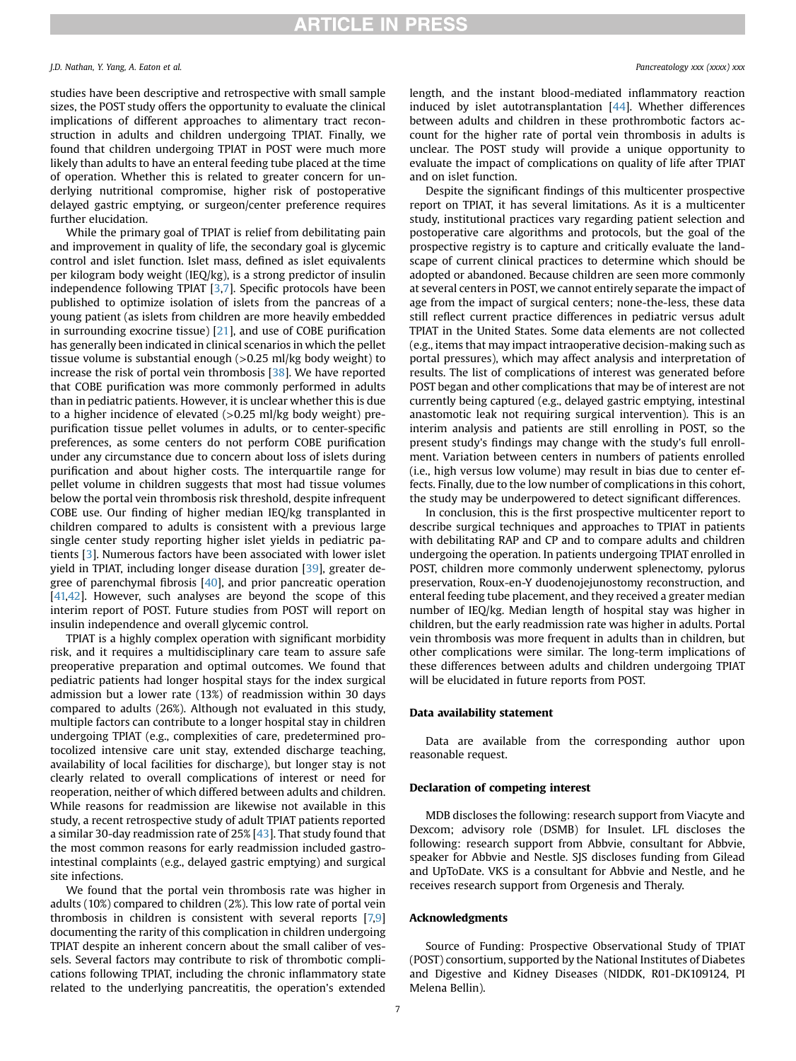studies have been descriptive and retrospective with small sample sizes, the POST study offers the opportunity to evaluate the clinical implications of different approaches to alimentary tract reconstruction in adults and children undergoing TPIAT. Finally, we found that children undergoing TPIAT in POST were much more likely than adults to have an enteral feeding tube placed at the time of operation. Whether this is related to greater concern for underlying nutritional compromise, higher risk of postoperative delayed gastric emptying, or surgeon/center preference requires further elucidation.

While the primary goal of TPIAT is relief from debilitating pain and improvement in quality of life, the secondary goal is glycemic control and islet function. Islet mass, defined as islet equivalents per kilogram body weight (IEQ/kg), is a strong predictor of insulin independence following TPIAT [3,7]. Specific protocols have been published to optimize isolation of islets from the pancreas of a young patient (as islets from children are more heavily embedded in surrounding exocrine tissue) [21], and use of COBE purification has generally been indicated in clinical scenarios in which the pellet tissue volume is substantial enough (>0.25 ml/kg body weight) to increase the risk of portal vein thrombosis [38]. We have reported that COBE purification was more commonly performed in adults than in pediatric patients. However, it is unclear whether this is due to a higher incidence of elevated (>0.25 ml/kg body weight) pre-purification tissue pellet volumes in adults, or to center-specific preferences, as some centers do not perform COBE purification under any circumstance due to concern about loss of islets during purification and about higher costs. The interquartile range for pellet volume in children suggests that most had tissue volumes below the portal vein thrombosis risk threshold, despite infrequent COBE use. Our finding of higher median IEQ/kg transplanted in children compared to adults is consistent with a previous large single center study reporting higher islet yields in pediatric patients [3]. Numerous factors have been associated with lower islet yield in TPIAT, including longer disease duration [39], greater degree of parenchymal fibrosis [40], and prior pancreatic operation [41,42]. However, such analyses are beyond the scope of this interim report of POST. Future studies from POST will report on insulin independence and overall glycemic control.

TPIAT is a highly complex operation with significant morbidity risk, and it requires a multidisciplinary care team to assure safe preoperative preparation and optimal outcomes. We found that pediatric patients had longer hospital stays for the index surgical admission but a lower rate (13%) of readmission within 30 days compared to adults (26%). Although not evaluated in this study, multiple factors can contribute to a longer hospital stay in children undergoing TPIAT (e.g., complexities of care, predetermined protocolized intensive care unit stay, extended discharge teaching, availability of local facilities for discharge), but longer stay is not clearly related to overall complications of interest or need for reoperation, neither of which differed between adults and children. While reasons for readmission are likewise not available in this study, a recent retrospective study of adult TPIAT patients reported a similar 30-day readmission rate of 25% [43]. That study found that the most common reasons for early readmission included gastrointestinal complaints (e.g., delayed gastric emptying) and surgical site infections.

We found that the portal vein thrombosis rate was higher in adults (10%) compared to children (2%). This low rate of portal vein thrombosis in children is consistent with several reports [7,9] documenting the rarity of this complication in children undergoing TPIAT despite an inherent concern about the small caliber of vessels. Several factors may contribute to risk of thrombotic complications following TPIAT, including the chronic inflammatory state related to the underlying pancreatitis, the operation's extended length, and the instant blood-mediated inflammatory reaction induced by islet autotransplantation [44]. Whether differences between adults and children in these prothrombotic factors account for the higher rate of portal vein thrombosis in adults is unclear. The POST study will provide a unique opportunity to evaluate the impact of complications on quality of life after TPIAT and on islet function.

Despite the significant findings of this multicenter prospective report on TPIAT, it has several limitations. As it is a multicenter study, institutional practices vary regarding patient selection and postoperative care algorithms and protocols, but the goal of the prospective registry is to capture and critically evaluate the landscape of current clinical practices to determine which should be adopted or abandoned. Because children are seen more commonly at several centers in POST, we cannot entirely separate the impact of age from the impact of surgical centers; none-the-less, these data still reflect current practice differences in pediatric versus adult TPIAT in the United States. Some data elements are not collected (e.g., items that may impact intraoperative decision-making such as portal pressures), which may affect analysis and interpretation of results. The list of complications of interest was generated before POST began and other complications that may be of interest are not currently being captured (e.g., delayed gastric emptying, intestinal anastomotic leak not requiring surgical intervention). This is an interim analysis and patients are still enrolling in POST, so the present study's findings may change with the study's full enrollment. Variation between centers in numbers of patients enrolled (i.e., high versus low volume) may result in bias due to center effects. Finally, due to the low number of complications in this cohort, the study may be underpowered to detect significant differences.

In conclusion, this is the first prospective multicenter report to describe surgical techniques and approaches to TPIAT in patients with debilitating RAP and CP and to compare adults and children undergoing the operation. In patients undergoing TPIAT enrolled in POST, children more commonly underwent splenectomy, pylorus preservation, Roux-en-Y duodenojejunostomy reconstruction, and enteral feeding tube placement, and they received a greater median number of IEQ/kg. Median length of hospital stay was higher in children, but the early readmission rate was higher in adults. Portal vein thrombosis was more frequent in adults than in children, but other complications were similar. The long-term implications of these differences between adults and children undergoing TPIAT will be elucidated in future reports from POST.

## Data availability statement

Data are available from the corresponding author upon reasonable request.

## Declaration of competing interest

MDB discloses the following: research support from Viacyte and Dexcom; advisory role (DSMB) for Insulet. LFL discloses the following: research support from Abbvie, consultant for Abbvie, speaker for Abbvie and Nestle. SJS discloses funding from Gilead and UpToDate. VKS is a consultant for Abbvie and Nestle, and he receives research support from Orgenesis and Theraly.

## Acknowledgments

Source of Funding: Prospective Observational Study of TPIAT (POST) consortium, supported by the National Institutes of Diabetes and Digestive and Kidney Diseases (NIDDK, R01-DK109124, PI Melena Bellin).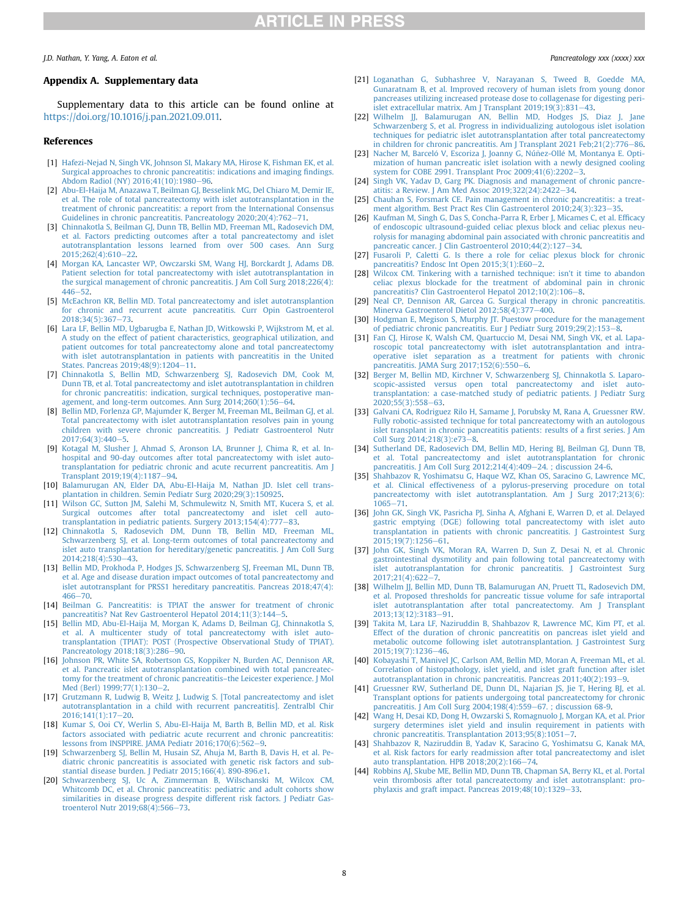## Appendix A. Supplementary data

Supplementary data to this article can be found online at https://doi.org/10.1016/j.pan.2021.09.011.

## References

[1] Hafezi-Nejad N, Singh VK, Johnson SI, Makary MA, Hirose K, Fishman EK, et al. Surgical approaches to chronic pancreatitis: indications and imaging findings. Abdom Radiol (NY) 2016;41(10):1980–96.

[2] Abu-El-Haija M, Anazawa T, Beilman GJ, Besselink MG, Del Chiaro M, Demir IE, et al. The role of total pancreatectomy with islet autotransplantation in the treatment of chronic pancreatitis: a report from the International Consensus Guidelines in chronic pancreatitis. Pancreatology 2020;20(4):762–71.

[3] Chinnakotla S, Beilman GJ, Dunn TB, Bellin MD, Freeman ML, Radosevich DM, et al. Factors predicting outcomes after a total pancreatectomy and islet autotransplantation lessons learned from over 500 cases. Ann Surg 2015;262(4):610–22.

[4] Morgan KA, Lancaster WP, Owczarski SM, Wang HJ, Borckardt J, Adams DB. Patient selection for total pancreatectomy with islet autotransplantation in the surgical management of chronic pancreatitis. J Am Coll Surg 2018;226(4):446–52.

[5] McEachron KR, Bellin MD. Total pancreatectomy and islet autotransplantion for chronic and recurrent acute pancreatitis. Curr Opin Gastroenterol 2018;34(5):367–73.

[6] Lara LF, Bellin MD, Ugbarugba E, Nathan JD, Witkowski P, Wijkstrom M, et al. A study on the effect of patient characteristics, geographical utilization, and patient outcomes for total pancreatectomy alone and total pancreatectomy with islet autotransplantation in patients with pancreatitis in the United States. Pancreas 2019;48(9):1204–11.

[7] Chinnakotla S, Bellin MD, Schwarzenberg SJ, Radosevich DM, Cook M, Dunn TB, et al. Total pancreatectomy and islet autotransplantation in children for chronic pancreatitis: indication, surgical techniques, postoperative management, and long-term outcomes. Ann Surg 2014;260(1):56–64.

[8] Bellin MD, Forlenza GP, Majumder K, Berger M, Freeman ML, Beilman GJ, et al. Total pancreatectomy with islet autotransplantation resolves pain in young children with severe chronic pancreatitis. J Pediatr Gastroenterol Nutr 2017;64(3):440–5.

[9] Kotagal M, Slusher J, Ahmad S, Aronson LA, Brunner J, Chima R, et al. In-hospital and 90-day outcomes after total pancreatectomy with islet autotransplantation for pediatric chronic and acute recurrent pancreatitis. Am J Transplant 2019;19(4):1187–94.

[10] Balamurugan AN, Elder DA, Abu-El-Haija M, Nathan JD. Islet cell transplantation in children. Semin Pediatr Surg 2020;29(3):150925.

[11] Wilson GC, Sutton JM, Salehi M, Schmulewitz N, Smith MT, Kucera S, et al. Surgical outcomes after total pancreatectomy and islet cell autotransplantation in pediatric patients. Surgery 2013;154(4):777–83.

[12] Chinnakotla S, Radosevich DM, Dunn TB, Bellin MD, Freeman ML, Schwarzenberg SJ, et al. Long-term outcomes of total pancreatectomy and islet auto transplantation for hereditary/genetic pancreatitis. J Am Coll Surg 2014;218(4):530–43.

[13] Bellin MD, Prokhoda P, Hodges JS, Schwarzenberg SJ, Freeman ML, Dunn TB, et al. Age and disease duration impact outcomes of total pancreatectomy and islet autotransplant for PRSS1 hereditary pancreatitis. Pancreas 2018;47(4):466–70.

[14] Beilman G. Pancreatitis: is TPIAT the answer for treatment of chronic pancreatitis? Nat Rev Gastroenterol Hepatol 2014;11(3):144–5.

[15] Bellin MD, Abu-El-Haija M, Morgan K, Adams D, Beilman GJ, Chinnakotla S, et al. A multicenter study of total pancreatectomy with islet autotransplantation (TPIAT): POST (Prospective Observational Study of TPIAT). Pancreatology 2018;18(3):286–90.

[16] Johnson PR, White SA, Robertson GS, Koppiker N, Burden AC, Dennison AR, et al. Pancreatic islet autotransplantation combined with total pancreatectomy for the treatment of chronic pancreatitis–the Leicester experience. J Mol Med (Berl) 1999;77(1):130–2.

[17] Grutzmann R, Ludwig B, Weitz J, Ludwig S. [Total pancreatectomy and islet autotransplantation in a child with recurrent pancreatitis]. Zentralbl Chir 2016;141(1):17–20.

[18] Kumar S, Ooi CY, Werlin S, Abu-El-Haija M, Barth B, Bellin MD, et al. Risk factors associated with pediatric acute recurrent and chronic pancreatitis: lessons from INSPPIRE. JAMA Pediatr 2016;170(6):562–9.

[19] Schwarzenberg SJ, Bellin M, Husain SZ, Ahuja M, Barth B, Davis H, et al. Pediatric chronic pancreatitis is associated with genetic risk factors and substantial disease burden. J Pediatr 2015;166(4). 890-896.e1.

[20] Schwarzenberg SJ, Uc A, Zimmerman B, Wilschanski M, Wilcox CM, Whitcomb DC, et al. Chronic pancreatitis: pediatric and adult cohorts show similarities in disease progress despite different risk factors. J Pediatr Gastroenterol Nutr 2019;68(4):566–73.

[21] Loganathan G, Subhashree V, Narayanan S, Tweed B, Goedde MA, Gunaratnam B, et al. Improved recovery of human islets from young donor pancreases utilizing increased protease dose to collagenase for digesting peri-islet extracellular matrix. Am J Transplant 2019;19(3):831–43.

[22] Wilhelm JJ, Balamurugan AN, Bellin MD, Hodges JS, Diaz J, Jane Schwarzenberg S, et al. Progress in individualizing autologous islet isolation techniques for pediatric islet autotransplantation after total pancreatectomy in children for chronic pancreatitis. Am J Transplant 2021 Feb;21(2):776–86.

[23] Nacher M, Barceló V, Escoriza J, Joanny G, Núñez-Ollé M, Montanya E. Optimization of human pancreatic islet isolation with a newly designed cooling system for COBE 2991. Transplant Proc 2009;41(6):2202–3.

[24] Singh VK, Yadav D, Garg PK. Diagnosis and management of chronic pancreatitis: a Review. J Am Med Assoc 2019;322(24):2422–34.

[25] Chauhan S, Forsmark CE. Pain management in chronic pancreatitis: a treatment algorithm. Best Pract Res Clin Gastroenterol 2010;24(3):323–35.

[26] Kaufman M, Singh G, Das S, Concha-Parra R, Erber J, Micames C, et al. Efficacy of endoscopic ultrasound-guided celiac plexus block and celiac plexus neurolysis for managing abdominal pain associated with chronic pancreatitis and pancreatic cancer. J Clin Gastroenterol 2010;44(2):127–34.

[27] Fusaroli P, Caletti G. Is there a role for celiac plexus block for chronic pancreatitis? Endosc Int Open 2015;3(1):E60–2.

[28] Wilcox CM. Tinkering with a tarnished technique: isn't it time to abandon celiac plexus blockade for the treatment of abdominal pain in chronic pancreatitis? Clin Gastroenterol Hepatol 2012;10(2):106–8.

[29] Neal CP, Dennison AR, Garcea G. Surgical therapy in chronic pancreatitis. Minerva Gastroenterol Dietol 2012;58(4):377–400.

[30] Hodgman E, Megison S, Murphy JT. Puestow procedure for the management of pediatric chronic pancreatitis. Eur J Pediatr Surg 2019;29(2):153–8.

[31] Fan CJ, Hirose K, Walsh CM, Quartuccio M, Desai NM, Singh VK, et al. Laparoscopic total pancreatectomy with islet autotransplantation and intraoperative islet separation as a treatment for patients with chronic pancreatitis. JAMA Surg 2017;152(6):550–6.

[32] Berger M, Bellin MD, Kirchner V, Schwarzenberg SJ, Chinnakotla S. Laparoscopic-assisted versus open total pancreatectomy and islet autotransplantation: a case-matched study of pediatric patients. J Pediatr Surg 2020;55(3):558–63.

[33] Galvani CA, Rodriguez Rilo H, Samame J, Porubsky M, Rana A, Gruessner RW. Fully robotic-assisted technique for total pancreatectomy with an autologous islet transplant in chronic pancreatitis patients: results of a first series. J Am Coll Surg 2014;218(3):e73–8.

[34] Sutherland DE, Radosevich DM, Bellin MD, Hering BJ, Beilman GJ, Dunn TB, et al. Total pancreatectomy and islet autotransplantation for chronic pancreatitis. J Am Coll Surg 2012;214(4):409–24. ; discussion 24-6.

[35] Shahbazov R, Yoshimatsu G, Haque WZ, Khan OS, Saracino G, Lawrence MC, et al. Clinical effectiveness of a pylorus-preserving procedure on total pancreatectomy with islet autotransplantation. Am J Surg 2017;213(6):1065–71.

[36] John GK, Singh VK, Pasricha PJ, Sinha A, Afghani E, Warren D, et al. Delayed gastric emptying (DGE) following total pancreatectomy with islet auto transplantation in patients with chronic pancreatitis. J Gastrointest Surg 2015;19(7):1256–61.

[37] John GK, Singh VK, Moran RA, Warren D, Sun Z, Desai N, et al. Chronic gastrointestinal dysmotility and pain following total pancreatectomy with islet autotransplantation for chronic pancreatitis. J Gastrointest Surg 2017;21(4):622–7.

[38] Wilhelm JJ, Bellin MD, Dunn TB, Balamurugan AN, Pruett TL, Radosevich DM, et al. Proposed thresholds for pancreatic tissue volume for safe intraportal islet autotransplantation after total pancreatectomy. Am J Transplant 2013;13(12):3183–91.

[39] Takita M, Lara LF, Naziruddin B, Shahbazov R, Lawrence MC, Kim PT, et al. Effect of the duration of chronic pancreatitis on pancreas islet yield and metabolic outcome following islet autotransplantation. J Gastrointest Surg 2015;19(7):1236–46.

[40] Kobayashi T, Manivel JC, Carlson AM, Bellin MD, Moran A, Freeman ML, et al. Correlation of histopathology, islet yield, and islet graft function after islet autotransplantation in chronic pancreatitis. Pancreas 2011;40(2):193–9.

[41] Gruessner RW, Sutherland DE, Dunn DL, Najarian JS, Jie T, Hering BJ, et al. Transplant options for patients undergoing total pancreatectomy for chronic pancreatitis. J Am Coll Surg 2004;198(4):559–67. ; discussion 68-9.

[42] Wang H, Desai KD, Dong H, Owzarski S, Romagnuolo J, Morgan KA, et al. Prior surgery determines islet yield and insulin requirement in patients with chronic pancreatitis. Transplantation 2013;95(8):1051–7.

[43] Shahbazov R, Naziruddin B, Yadav K, Saracino G, Yoshimatsu G, Kanak MA, et al. Risk factors for early readmission after total pancreatectomy and islet auto transplantation. HPB 2018;20(2):166–74.

[44] Robbins AJ, Skube ME, Bellin MD, Dunn TB, Chapman SA, Berry KL, et al. Portal vein thrombosis after total pancreatectomy and islet autotransplant: prophylaxis and graft impact. Pancreas 2019;48(10):1329–33.